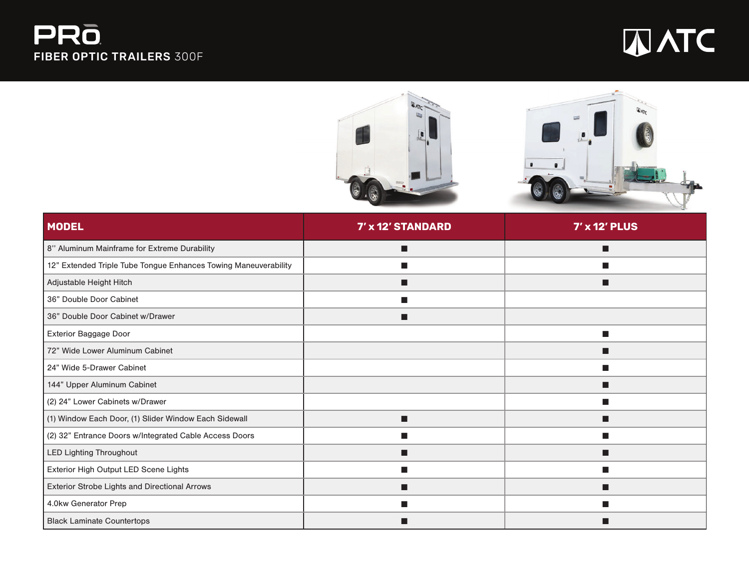# PRO

## FIBER OPTIC TRAILERS 300F

ATC

| MODEL | 7′ x 12′ STANDARD | 7′ x 12′ PLUS |
|---|---|---|
| 8'' Aluminum Mainframe for Extreme Durability | ■ | ■ |
| 12" Extended Triple Tube Tongue Enhances Towing Maneuverability | ■ | ■ |
| Adjustable Height Hitch | ■ | ■ |
| 36" Double Door Cabinet | ■ | |
| 36" Double Door Cabinet w/Drawer | ■ | |
| Exterior Baggage Door | | ■ |
| 72" Wide Lower Aluminum Cabinet | | ■ |
| 24" Wide 5-Drawer Cabinet | | ■ |
| 144" Upper Aluminum Cabinet | | ■ |
| (2) 24" Lower Cabinets w/Drawer | | ■ |
| (1) Window Each Door, (1) Slider Window Each Sidewall | ■ | ■ |
| (2) 32" Entrance Doors w/Integrated Cable Access Doors | ■ | ■ |
| LED Lighting Throughout | ■ | ■ |
| Exterior High Output LED Scene Lights | ■ | ■ |
| Exterior Strobe Lights and Directional Arrows | ■ | ■ |
| 4.0kw Generator Prep | ■ | ■ |
| Black Laminate Countertops | ■ | ■ |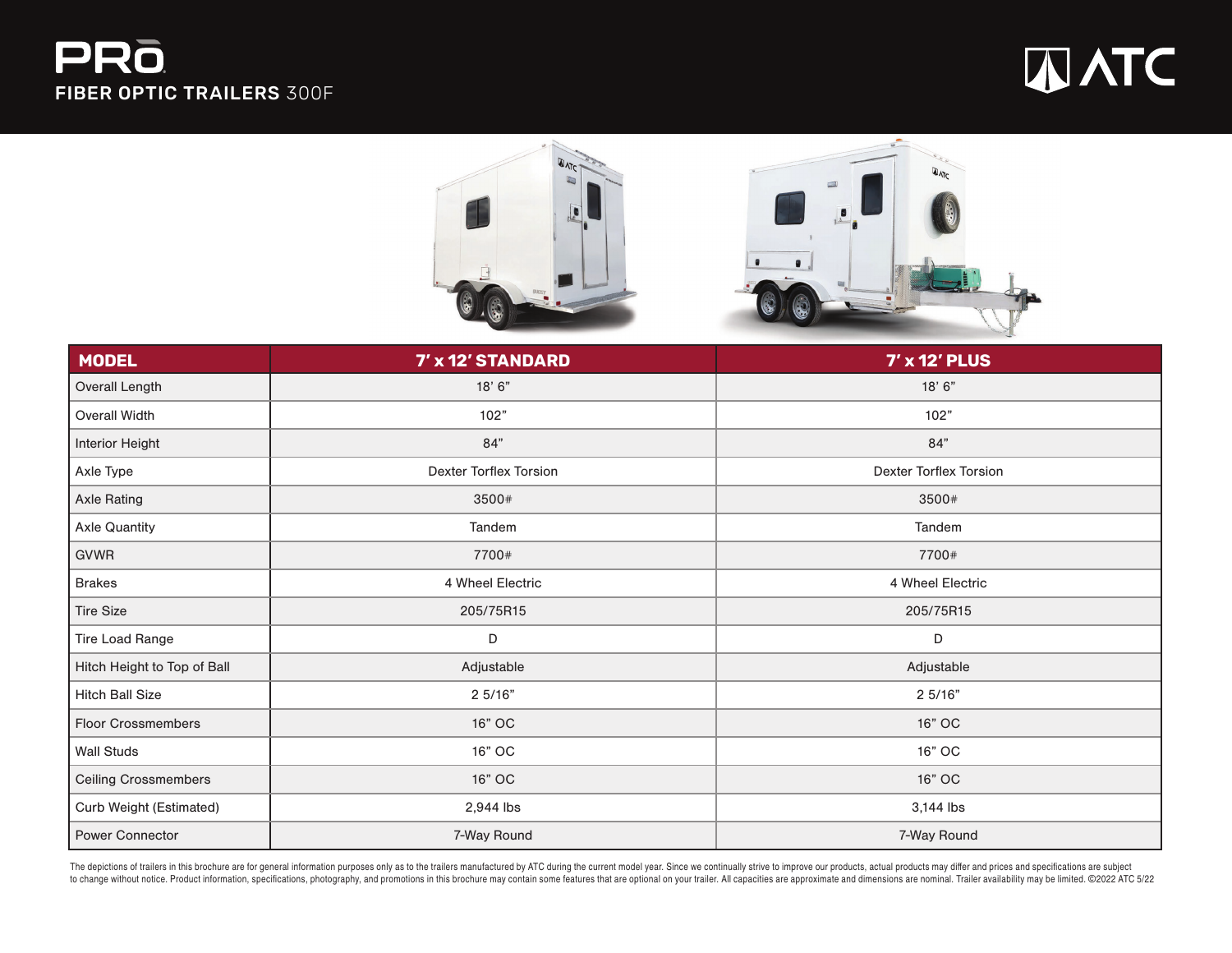# PRO

## FIBER OPTIC TRAILERS 300F

ATC

| MODEL | 7′ x 12′ STANDARD | 7′ x 12′ PLUS |
|---|---|---|
| Overall Length | 18′ 6″ | 18′ 6″ |
| Overall Width | 102″ | 102″ |
| Interior Height | 84″ | 84″ |
| Axle Type | Dexter Torflex Torsion | Dexter Torflex Torsion |
| Axle Rating | 3500# | 3500# |
| Axle Quantity | Tandem | Tandem |
| GVWR | 7700# | 7700# |
| Brakes | 4 Wheel Electric | 4 Wheel Electric |
| Tire Size | 205/75R15 | 205/75R15 |
| Tire Load Range | D | D |
| Hitch Height to Top of Ball | Adjustable | Adjustable |
| Hitch Ball Size | 2 5/16″ | 2 5/16″ |
| Floor Crossmembers | 16″ OC | 16″ OC |
| Wall Studs | 16″ OC | 16″ OC |
| Ceiling Crossmembers | 16″ OC | 16″ OC |
| Curb Weight (Estimated) | 2,944 lbs | 3,144 lbs |
| Power Connector | 7-Way Round | 7-Way Round |

The depictions of trailers in this brochure are for general information purposes only as to the trailers manufactured by ATC during the current model year. Since we continually strive to improve our products, actual products may differ and prices and specifications are subject to change without notice. Product information, specifications, photography, and promotions in this brochure may contain some features that are optional on your trailer. All capacities are approximate and dimensions are nominal. Trailer availability may be limited. ©2022 ATC 5/22